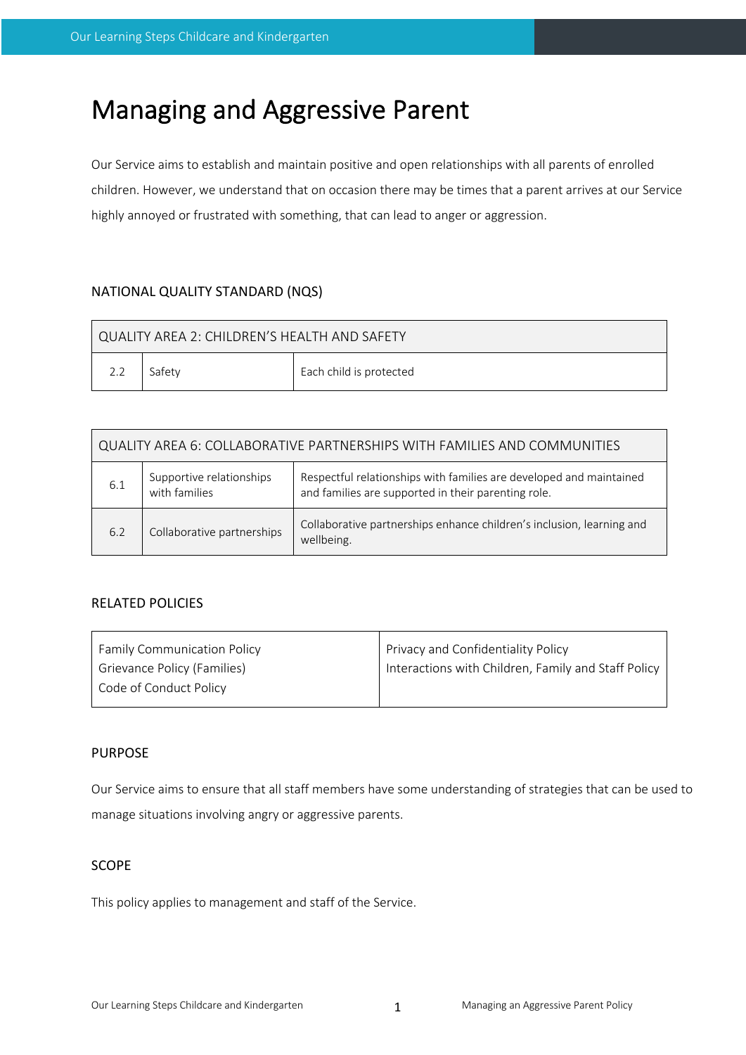# Managing and Aggressive Parent

Our Service aims to establish and maintain positive and open relationships with all parents of enrolled children. However, we understand that on occasion there may be times that a parent arrives at our Service highly annoyed or frustrated with something, that can lead to anger or aggression.

## NATIONAL QUALITY STANDARD (NQS)

| QUALITY AREA 2: CHILDREN'S HEALTH AND SAFETY | | |
|---|---|---|
| 2.2 | Safety | Each child is protected |

| QUALITY AREA 6: COLLABORATIVE PARTNERSHIPS WITH FAMILIES AND COMMUNITIES | | |
|---|---|---|
| 6.1 | Supportive relationships with families | Respectful relationships with families are developed and maintained and families are supported in their parenting role. |
| 6.2 | Collaborative partnerships | Collaborative partnerships enhance children's inclusion, learning and wellbeing. |

## RELATED POLICIES

| | |
|---|---|
| Family Communication Policy<br>Grievance Policy (Families)<br>Code of Conduct Policy | Privacy and Confidentiality Policy<br>Interactions with Children, Family and Staff Policy |

## PURPOSE

Our Service aims to ensure that all staff members have some understanding of strategies that can be used to manage situations involving angry or aggressive parents.

## SCOPE

This policy applies to management and staff of the Service.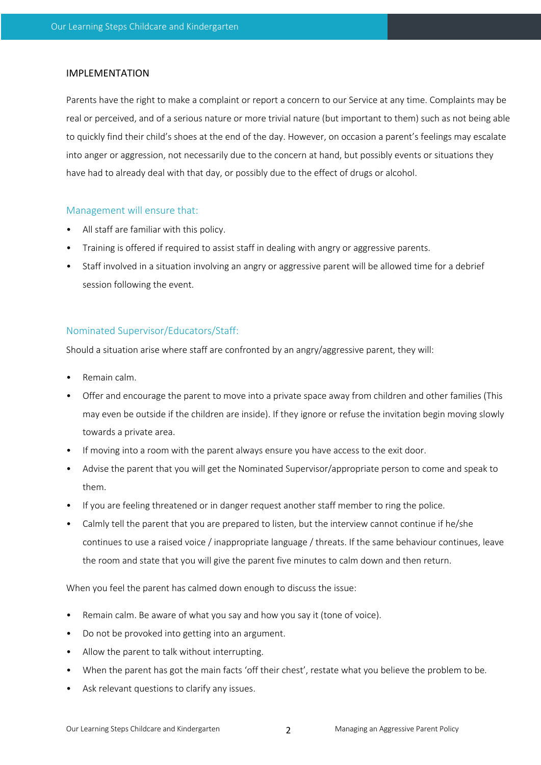## IMPLEMENTATION

Parents have the right to make a complaint or report a concern to our Service at any time. Complaints may be real or perceived, and of a serious nature or more trivial nature (but important to them) such as not being able to quickly find their child's shoes at the end of the day. However, on occasion a parent's feelings may escalate into anger or aggression, not necessarily due to the concern at hand, but possibly events or situations they have had to already deal with that day, or possibly due to the effect of drugs or alcohol.

### Management will ensure that:

- All staff are familiar with this policy.
- Training is offered if required to assist staff in dealing with angry or aggressive parents.
- Staff involved in a situation involving an angry or aggressive parent will be allowed time for a debrief session following the event.

### Nominated Supervisor/Educators/Staff:

Should a situation arise where staff are confronted by an angry/aggressive parent, they will:

- Remain calm.
- Offer and encourage the parent to move into a private space away from children and other families (This may even be outside if the children are inside). If they ignore or refuse the invitation begin moving slowly towards a private area.
- If moving into a room with the parent always ensure you have access to the exit door.
- Advise the parent that you will get the Nominated Supervisor/appropriate person to come and speak to them.
- If you are feeling threatened or in danger request another staff member to ring the police.
- Calmly tell the parent that you are prepared to listen, but the interview cannot continue if he/she continues to use a raised voice / inappropriate language / threats. If the same behaviour continues, leave the room and state that you will give the parent five minutes to calm down and then return.

When you feel the parent has calmed down enough to discuss the issue:

- Remain calm. Be aware of what you say and how you say it (tone of voice).
- Do not be provoked into getting into an argument.
- Allow the parent to talk without interrupting.
- When the parent has got the main facts 'off their chest', restate what you believe the problem to be.
- Ask relevant questions to clarify any issues.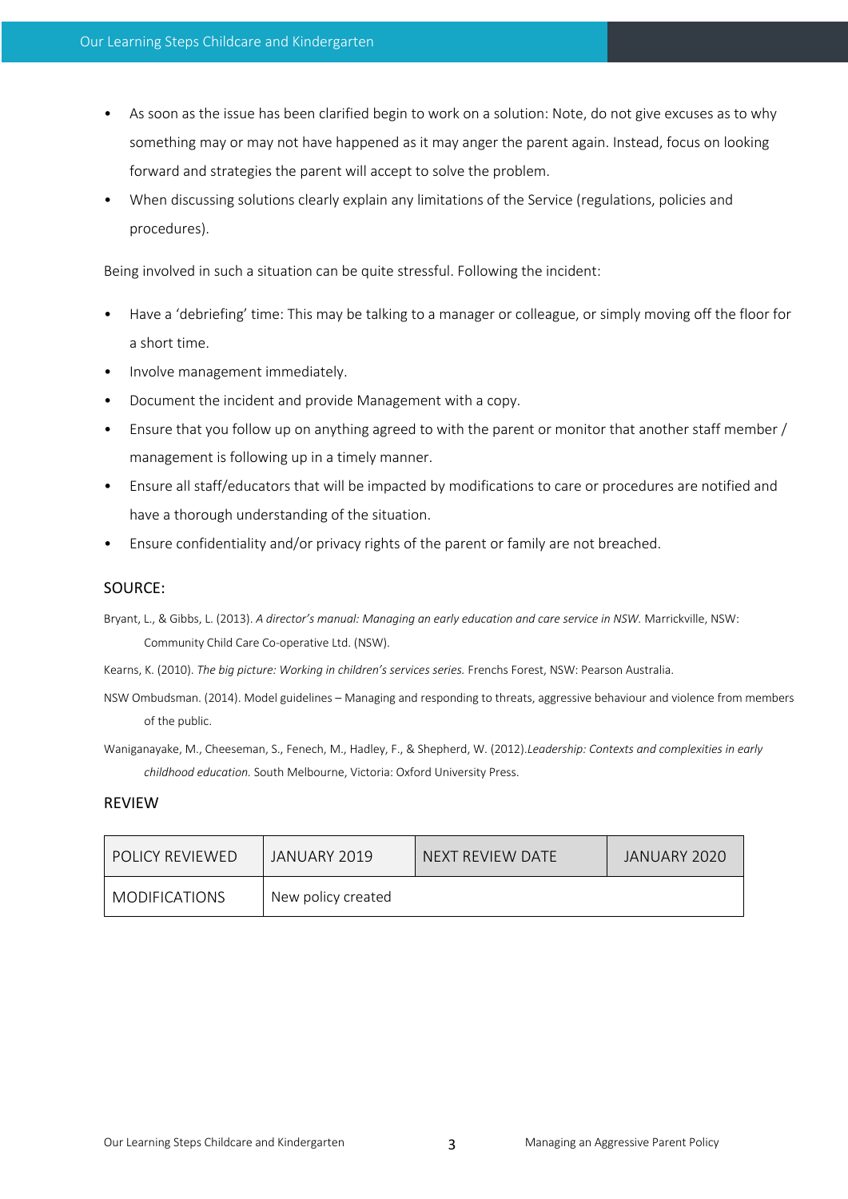- As soon as the issue has been clarified begin to work on a solution: Note, do not give excuses as to why something may or may not have happened as it may anger the parent again. Instead, focus on looking forward and strategies the parent will accept to solve the problem.
- When discussing solutions clearly explain any limitations of the Service (regulations, policies and procedures).

Being involved in such a situation can be quite stressful. Following the incident:

- Have a 'debriefing' time: This may be talking to a manager or colleague, or simply moving off the floor for a short time.
- Involve management immediately.
- Document the incident and provide Management with a copy.
- Ensure that you follow up on anything agreed to with the parent or monitor that another staff member / management is following up in a timely manner.
- Ensure all staff/educators that will be impacted by modifications to care or procedures are notified and have a thorough understanding of the situation.
- Ensure confidentiality and/or privacy rights of the parent or family are not breached.

## SOURCE:

Bryant, L., & Gibbs, L. (2013). *A director's manual: Managing an early education and care service in NSW.* Marrickville, NSW: Community Child Care Co-operative Ltd. (NSW).

Kearns, K. (2010). *The big picture: Working in children's services series.* Frenchs Forest, NSW: Pearson Australia.

NSW Ombudsman. (2014). Model guidelines – Managing and responding to threats, aggressive behaviour and violence from members of the public.

Waniganayake, M., Cheeseman, S., Fenech, M., Hadley, F., & Shepherd, W. (2012).*Leadership: Contexts and complexities in early childhood education.* South Melbourne, Victoria: Oxford University Press.

## REVIEW

| POLICY REVIEWED | JANUARY 2019 | NEXT REVIEW DATE | JANUARY 2020 |
|---|---|---|---|
| MODIFICATIONS | New policy created | | |